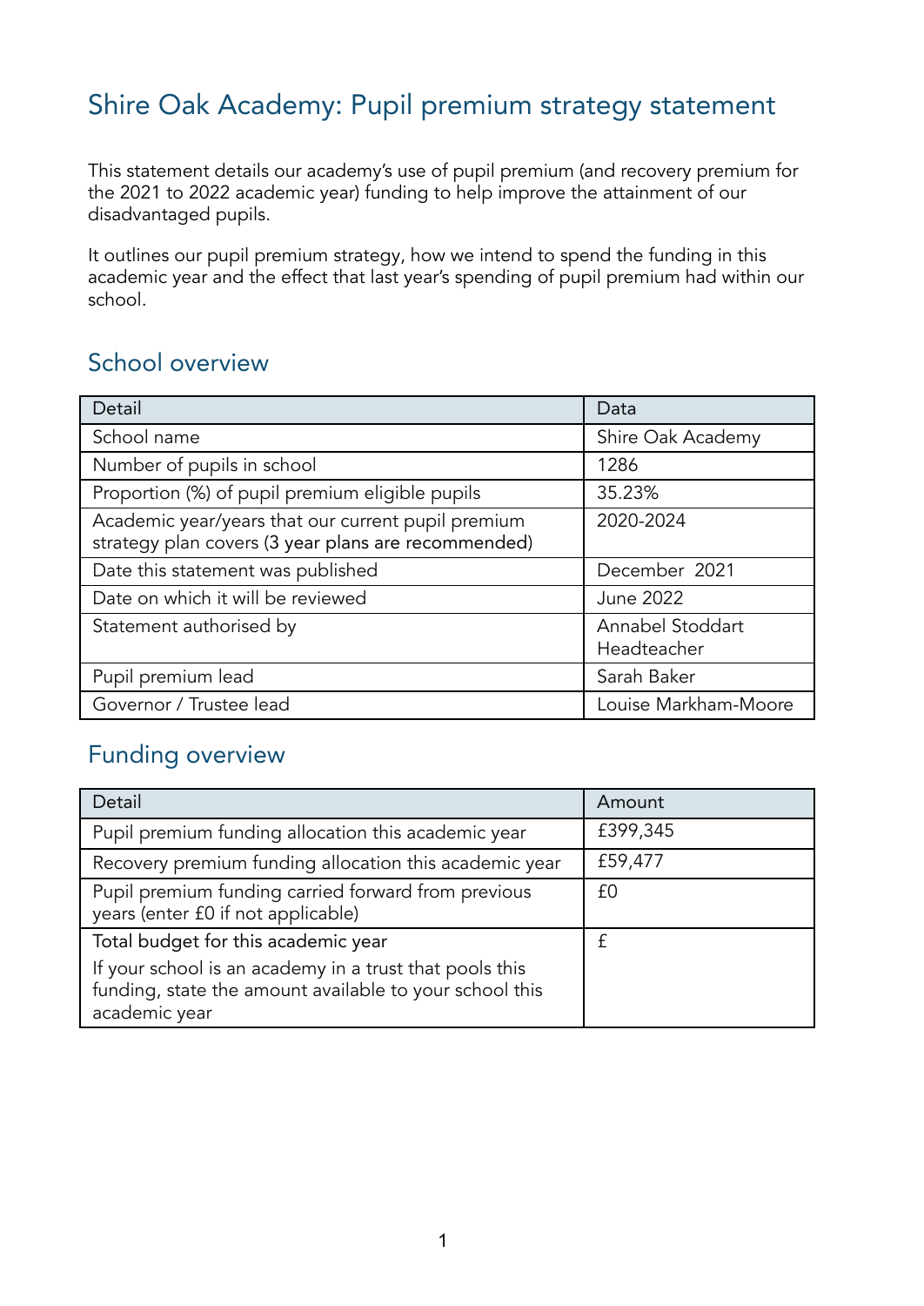# Shire Oak Academy: Pupil premium strategy statement

This statement details our academy's use of pupil premium (and recovery premium for the 2021 to 2022 academic year) funding to help improve the attainment of our disadvantaged pupils.

It outlines our pupil premium strategy, how we intend to spend the funding in this academic year and the effect that last year's spending of pupil premium had within our school.

## School overview

| Detail | Data |
| --- | --- |
| School name | Shire Oak Academy |
| Number of pupils in school | 1286 |
| Proportion (%) of pupil premium eligible pupils | 35.23% |
| Academic year/years that our current pupil premium strategy plan covers (3 year plans are recommended) | 2020-2024 |
| Date this statement was published | December 2021 |
| Date on which it will be reviewed | June 2022 |
| Statement authorised by | Annabel Stoddart Headteacher |
| Pupil premium lead | Sarah Baker |
| Governor / Trustee lead | Louise Markham-Moore |

## Funding overview

| Detail | Amount |
| --- | --- |
| Pupil premium funding allocation this academic year | £399,345 |
| Recovery premium funding allocation this academic year | £59,477 |
| Pupil premium funding carried forward from previous years (enter £0 if not applicable) | £0 |
| Total budget for this academic year<br>If your school is an academy in a trust that pools this funding, state the amount available to your school this academic year | £ |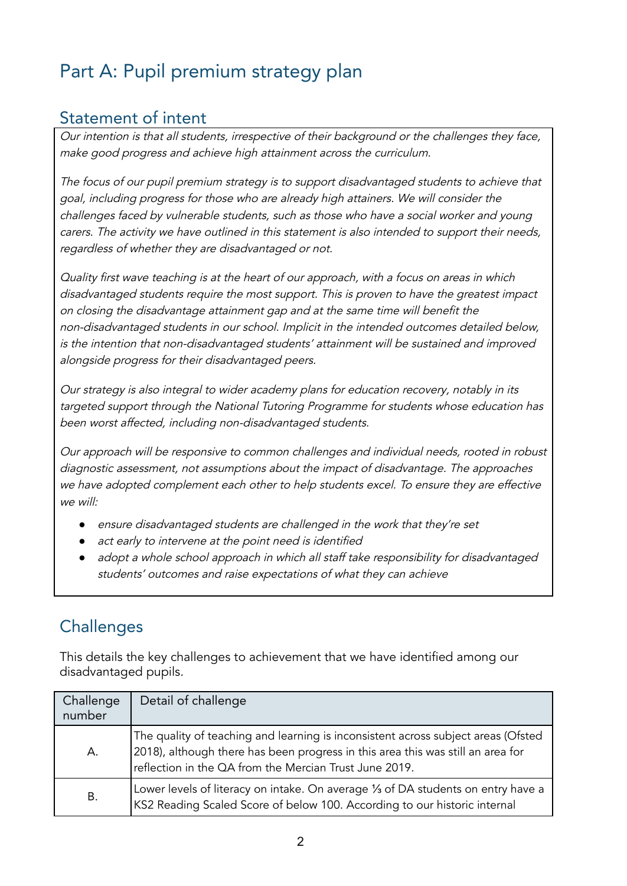# Part A: Pupil premium strategy plan

## Statement of intent

*Our intention is that all students, irrespective of their background or the challenges they face, make good progress and achieve high attainment across the curriculum.*

*The focus of our pupil premium strategy is to support disadvantaged students to achieve that goal, including progress for those who are already high attainers. We will consider the challenges faced by vulnerable students, such as those who have a social worker and young carers. The activity we have outlined in this statement is also intended to support their needs, regardless of whether they are disadvantaged or not.*

*Quality first wave teaching is at the heart of our approach, with a focus on areas in which disadvantaged students require the most support. This is proven to have the greatest impact on closing the disadvantage attainment gap and at the same time will benefit the non-disadvantaged students in our school. Implicit in the intended outcomes detailed below, is the intention that non-disadvantaged students' attainment will be sustained and improved alongside progress for their disadvantaged peers.*

*Our strategy is also integral to wider academy plans for education recovery, notably in its targeted support through the National Tutoring Programme for students whose education has been worst affected, including non-disadvantaged students.*

*Our approach will be responsive to common challenges and individual needs, rooted in robust diagnostic assessment, not assumptions about the impact of disadvantage. The approaches we have adopted complement each other to help students excel. To ensure they are effective we will:*

- *ensure disadvantaged students are challenged in the work that they're set*
- *act early to intervene at the point need is identified*
- *adopt a whole school approach in which all staff take responsibility for disadvantaged students' outcomes and raise expectations of what they can achieve*

## Challenges

This details the key challenges to achievement that we have identified among our disadvantaged pupils.

| Challenge number | Detail of challenge |
|---|---|
| A. | The quality of teaching and learning is inconsistent across subject areas (Ofsted 2018), although there has been progress in this area this was still an area for reflection in the QA from the Mercian Trust June 2019. |
| B. | Lower levels of literacy on intake. On average ⅓ of DA students on entry have a KS2 Reading Scaled Score of below 100. According to our historic internal |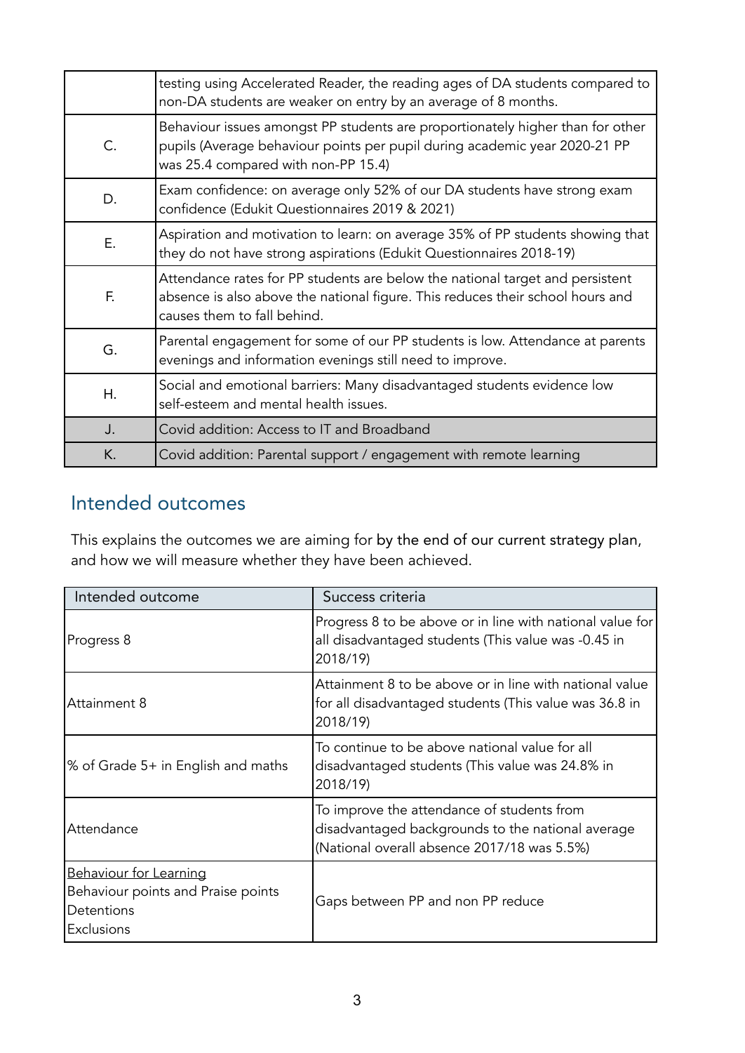| | |
|---|---|
| | testing using Accelerated Reader, the reading ages of DA students compared to non-DA students are weaker on entry by an average of 8 months. |
| C. | Behaviour issues amongst PP students are proportionately higher than for other pupils (Average behaviour points per pupil during academic year 2020-21 PP was 25.4 compared with non-PP 15.4) |
| D. | Exam confidence: on average only 52% of our DA students have strong exam confidence (Edukit Questionnaires 2019 & 2021) |
| E. | Aspiration and motivation to learn: on average 35% of PP students showing that they do not have strong aspirations (Edukit Questionnaires 2018-19) |
| F. | Attendance rates for PP students are below the national target and persistent absence is also above the national figure. This reduces their school hours and causes them to fall behind. |
| G. | Parental engagement for some of our PP students is low. Attendance at parents evenings and information evenings still need to improve. |
| H. | Social and emotional barriers: Many disadvantaged students evidence low self-esteem and mental health issues. |
| J. | Covid addition: Access to IT and Broadband |
| K. | Covid addition: Parental support / engagement with remote learning |

## Intended outcomes

This explains the outcomes we are aiming for by the end of our current strategy plan, and how we will measure whether they have been achieved.

| Intended outcome | Success criteria |
|---|---|
| Progress 8 | Progress 8 to be above or in line with national value for all disadvantaged students (This value was -0.45 in 2018/19) |
| Attainment 8 | Attainment 8 to be above or in line with national value for all disadvantaged students (This value was 36.8 in 2018/19) |
| % of Grade 5+ in English and maths | To continue to be above national value for all disadvantaged students (This value was 24.8% in 2018/19) |
| Attendance | To improve the attendance of students from disadvantaged backgrounds to the national average (National overall absence 2017/18 was 5.5%) |
| <u>Behaviour for Learning</u><br>Behaviour points and Praise points<br>Detentions<br>Exclusions | Gaps between PP and non PP reduce |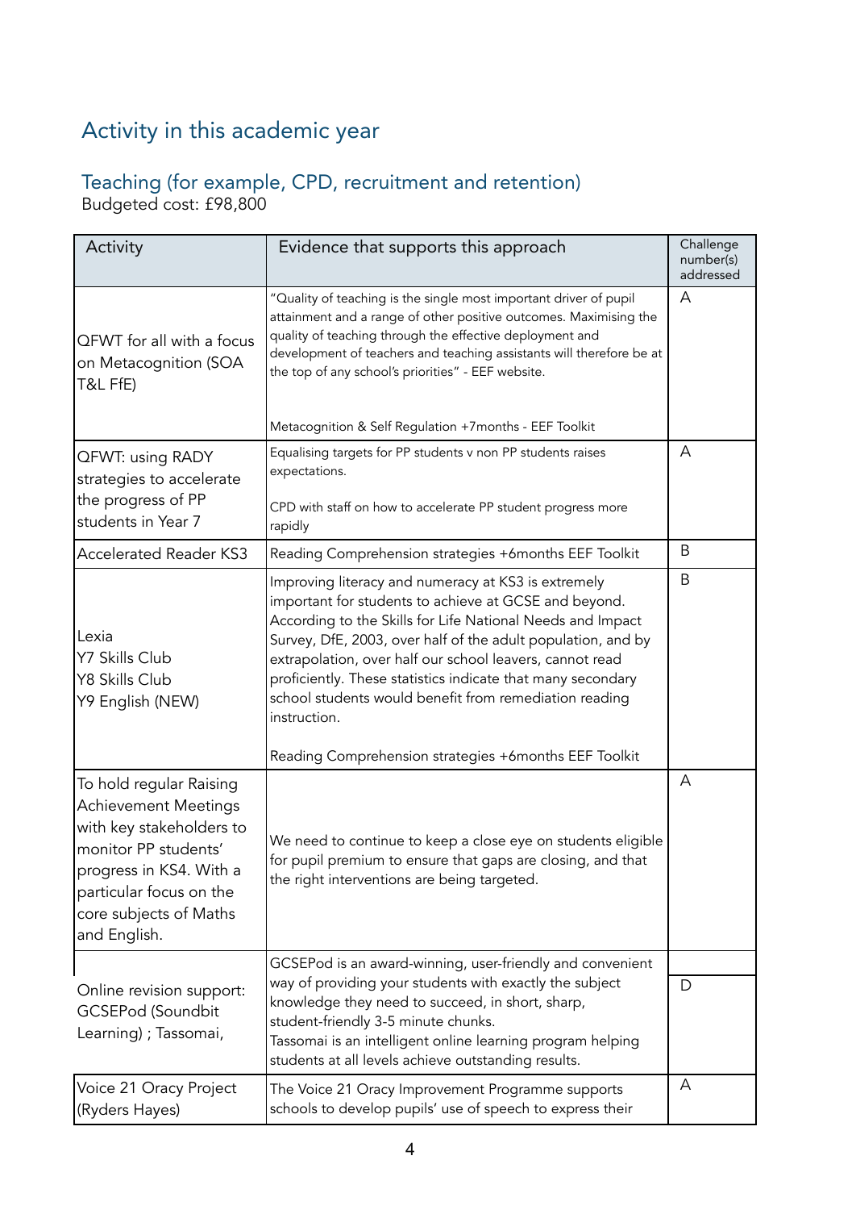## Activity in this academic year

### Teaching (for example, CPD, recruitment and retention)

Budgeted cost: £98,800

| Activity | Evidence that supports this approach | Challenge number(s) addressed |
|---|---|---|
| QFWT for all with a focus on Metacognition (SOA T&L FfE) | "Quality of teaching is the single most important driver of pupil attainment and a range of other positive outcomes. Maximising the quality of teaching through the effective deployment and development of teachers and teaching assistants will therefore be at the top of any school's priorities" - EEF website.<br><br>Metacognition & Self Regulation +7months - EEF Toolkit | A |
| QFWT: using RADY strategies to accelerate the progress of PP students in Year 7 | Equalising targets for PP students v non PP students raises expectations.<br><br>CPD with staff on how to accelerate PP student progress more rapidly | A |
| Accelerated Reader KS3 | Reading Comprehension strategies +6months EEF Toolkit | B |
| Lexia<br>Y7 Skills Club<br>Y8 Skills Club<br>Y9 English (NEW) | Improving literacy and numeracy at KS3 is extremely important for students to achieve at GCSE and beyond. According to the Skills for Life National Needs and Impact Survey, DfE, 2003, over half of the adult population, and by extrapolation, over half our school leavers, cannot read proficiently. These statistics indicate that many secondary school students would benefit from remediation reading instruction.<br><br>Reading Comprehension strategies +6months EEF Toolkit | B |
| To hold regular Raising Achievement Meetings with key stakeholders to monitor PP students' progress in KS4. With a particular focus on the core subjects of Maths and English. | We need to continue to keep a close eye on students eligible for pupil premium to ensure that gaps are closing, and that the right interventions are being targeted. | A |
| Online revision support: GCSEPod (Soundbit Learning) ; Tassomai, | GCSEPod is an award-winning, user-friendly and convenient way of providing your students with exactly the subject knowledge they need to succeed, in short, sharp, student-friendly 3-5 minute chunks.<br>Tassomai is an intelligent online learning program helping students at all levels achieve outstanding results. | D |
| Voice 21 Oracy Project (Ryders Hayes) | The Voice 21 Oracy Improvement Programme supports schools to develop pupils' use of speech to express their | A |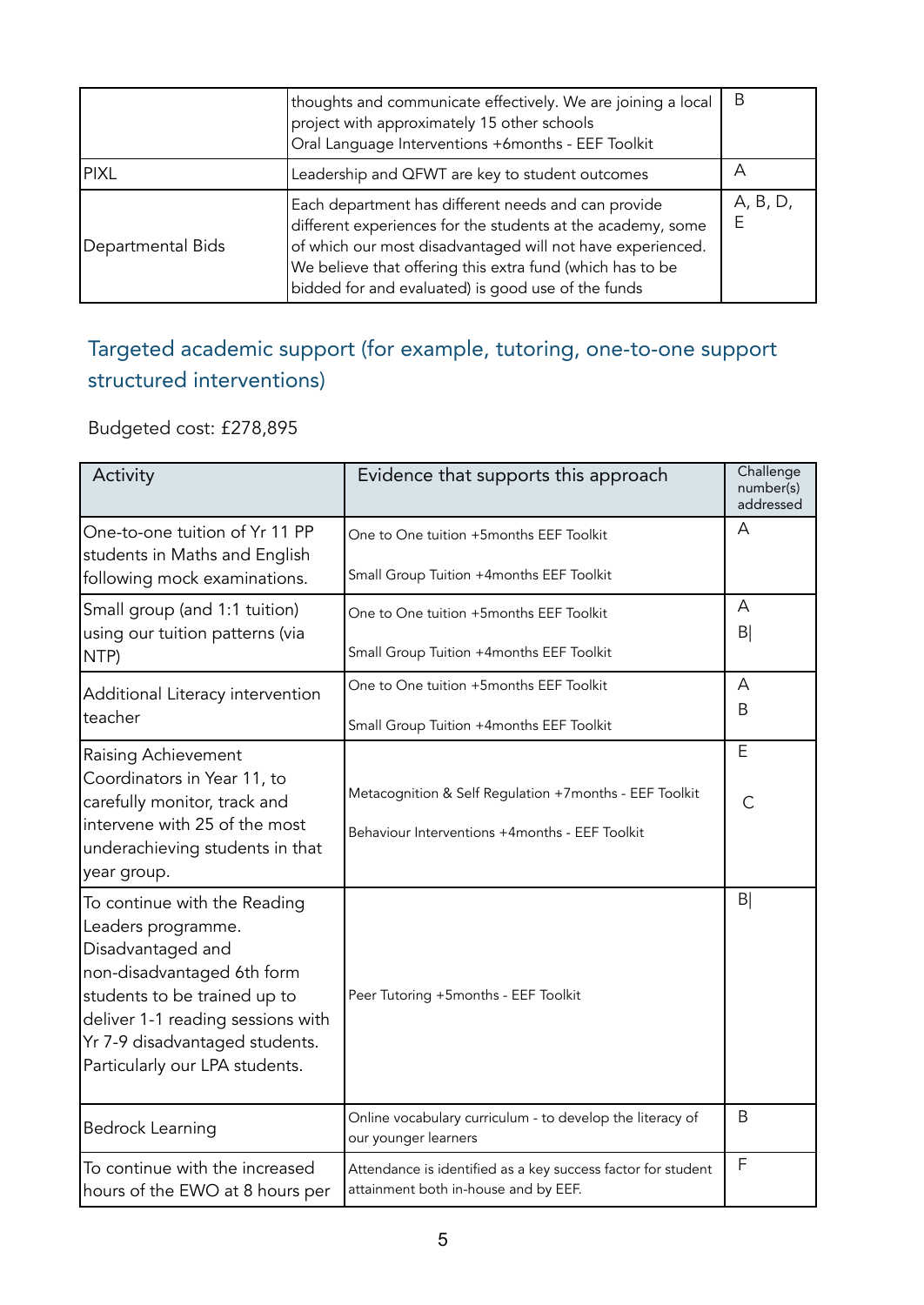|  | thoughts and communicate effectively. We are joining a local project with approximately 15 other schools<br>Oral Language Interventions +6months - EEF Toolkit | B |
|---|---|---|
| PIXL | Leadership and QFWT are key to student outcomes | A |
| Departmental Bids | Each department has different needs and can provide different experiences for the students at the academy, some of which our most disadvantaged will not have experienced. We believe that offering this extra fund (which has to be bidded for and evaluated) is good use of the funds | A, B, D, E |

## Targeted academic support (for example, tutoring, one-to-one support structured interventions)

Budgeted cost: £278,895

| Activity | Evidence that supports this approach | Challenge number(s) addressed |
|---|---|---|
| One-to-one tuition of Yr 11 PP students in Maths and English following mock examinations. | One to One tuition +5months EEF Toolkit<br><br>Small Group Tuition +4months EEF Toolkit | A |
| Small group (and 1:1 tuition) using our tuition patterns (via NTP) | One to One tuition +5months EEF Toolkit<br><br>Small Group Tuition +4months EEF Toolkit | A<br>B\| |
| Additional Literacy intervention teacher | One to One tuition +5months EEF Toolkit<br><br>Small Group Tuition +4months EEF Toolkit | A<br>B |
| Raising Achievement Coordinators in Year 11, to carefully monitor, track and intervene with 25 of the most underachieving students in that year group. | Metacognition & Self Regulation +7months - EEF Toolkit<br><br>Behaviour Interventions +4months - EEF Toolkit | E<br><br>C |
| To continue with the Reading Leaders programme. Disadvantaged and non-disadvantaged 6th form students to be trained up to deliver 1-1 reading sessions with Yr 7-9 disadvantaged students. Particularly our LPA students. | Peer Tutoring +5months - EEF Toolkit | B\| |
| Bedrock Learning | Online vocabulary curriculum - to develop the literacy of our younger learners | B |
| To continue with the increased hours of the EWO at 8 hours per | Attendance is identified as a key success factor for student attainment both in-house and by EEF. | F |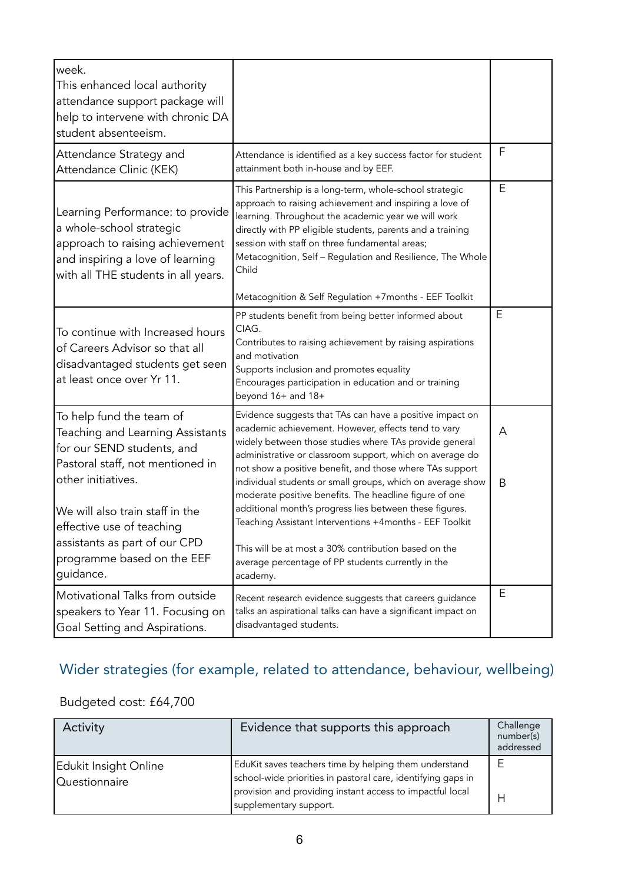| | | |
|---|---|---|
| week.<br>This enhanced local authority attendance support package will help to intervene with chronic DA student absenteeism. | | |
| Attendance Strategy and Attendance Clinic (KEK) | Attendance is identified as a key success factor for student attainment both in-house and by EEF. | F |
| Learning Performance: to provide a whole-school strategic approach to raising achievement and inspiring a love of learning with all THE students in all years. | This Partnership is a long-term, whole-school strategic approach to raising achievement and inspiring a love of learning. Throughout the academic year we will work directly with PP eligible students, parents and a training session with staff on three fundamental areas; Metacognition, Self – Regulation and Resilience, The Whole Child<br><br>Metacognition & Self Regulation +7months - EEF Toolkit | E |
| To continue with Increased hours of Careers Advisor so that all disadvantaged students get seen at least once over Yr 11. | PP students benefit from being better informed about CIAG.<br>Contributes to raising achievement by raising aspirations and motivation<br>Supports inclusion and promotes equality<br>Encourages participation in education and or training beyond 16+ and 18+ | E |
| To help fund the team of Teaching and Learning Assistants for our SEND students, and Pastoral staff, not mentioned in other initiatives.<br><br>We will also train staff in the effective use of teaching assistants as part of our CPD programme based on the EEF guidance. | Evidence suggests that TAs can have a positive impact on academic achievement. However, effects tend to vary widely between those studies where TAs provide general administrative or classroom support, which on average do not show a positive benefit, and those where TAs support individual students or small groups, which on average show moderate positive benefits. The headline figure of one additional month's progress lies between these figures.<br>Teaching Assistant Interventions +4months - EEF Toolkit<br><br>This will be at most a 30% contribution based on the average percentage of PP students currently in the academy. | A<br><br>B |
| Motivational Talks from outside speakers to Year 11. Focusing on Goal Setting and Aspirations. | Recent research evidence suggests that careers guidance talks an aspirational talks can have a significant impact on disadvantaged students. | E |

## Wider strategies (for example, related to attendance, behaviour, wellbeing)

Budgeted cost: £64,700

| Activity | Evidence that supports this approach | Challenge number(s) addressed |
|---|---|---|
| Edukit Insight Online Questionnaire | EduKit saves teachers time by helping them understand school-wide priorities in pastoral care, identifying gaps in provision and providing instant access to impactful local supplementary support. | E<br><br>H |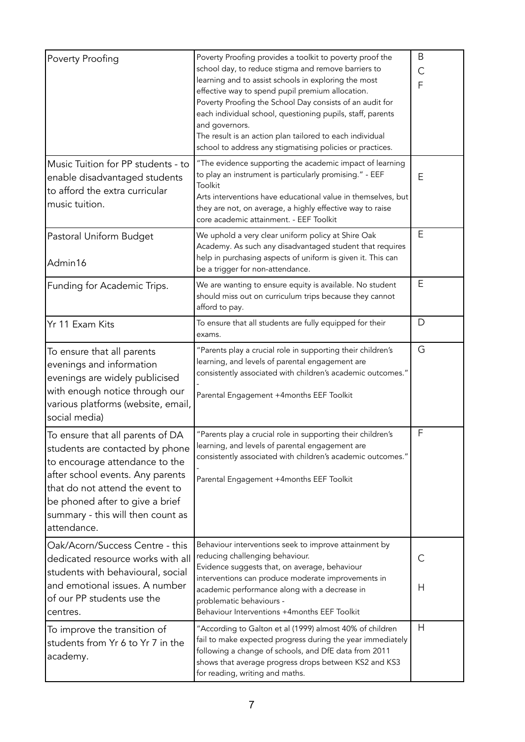| | | |
|---|---|---|
| Poverty Proofing | Poverty Proofing provides a toolkit to poverty proof the school day, to reduce stigma and remove barriers to learning and to assist schools in exploring the most effective way to spend pupil premium allocation.<br>Poverty Proofing the School Day consists of an audit for each individual school, questioning pupils, staff, parents and governors.<br>The result is an action plan tailored to each individual school to address any stigmatising policies or practices. | B<br>C<br>F |
| Music Tuition for PP students - to enable disadvantaged students to afford the extra curricular music tuition. | "The evidence supporting the academic impact of learning to play an instrument is particularly promising." - EEF Toolkit<br>Arts interventions have educational value in themselves, but they are not, on average, a highly effective way to raise core academic attainment. - EEF Toolkit | E |
| Pastoral Uniform Budget<br><br>Admin16 | We uphold a very clear uniform policy at Shire Oak Academy. As such any disadvantaged student that requires help in purchasing aspects of uniform is given it. This can be a trigger for non-attendance. | E |
| Funding for Academic Trips. | We are wanting to ensure equity is available. No student should miss out on curriculum trips because they cannot afford to pay. | E |
| Yr 11 Exam Kits | To ensure that all students are fully equipped for their exams. | D |
| To ensure that all parents evenings and information evenings are widely publicised with enough notice through our various platforms (website, email, social media) | "Parents play a crucial role in supporting their children's learning, and levels of parental engagement are consistently associated with children's academic outcomes." -<br>Parental Engagement +4months EEF Toolkit | G |
| To ensure that all parents of DA students are contacted by phone to encourage attendance to the after school events. Any parents that do not attend the event to be phoned after to give a brief summary - this will then count as attendance. | "Parents play a crucial role in supporting their children's learning, and levels of parental engagement are consistently associated with children's academic outcomes." -<br>Parental Engagement +4months EEF Toolkit | F |
| Oak/Acorn/Success Centre - this dedicated resource works with all students with behavioural, social and emotional issues. A number of our PP students use the centres. | Behaviour interventions seek to improve attainment by reducing challenging behaviour.<br>Evidence suggests that, on average, behaviour interventions can produce moderate improvements in academic performance along with a decrease in problematic behaviours -<br>Behaviour Interventions +4months EEF Toolkit | C<br><br>H |
| To improve the transition of students from Yr 6 to Yr 7 in the academy. | "According to Galton et al (1999) almost 40% of children fail to make expected progress during the year immediately following a change of schools, and DfE data from 2011 shows that average progress drops between KS2 and KS3 for reading, writing and maths. | H |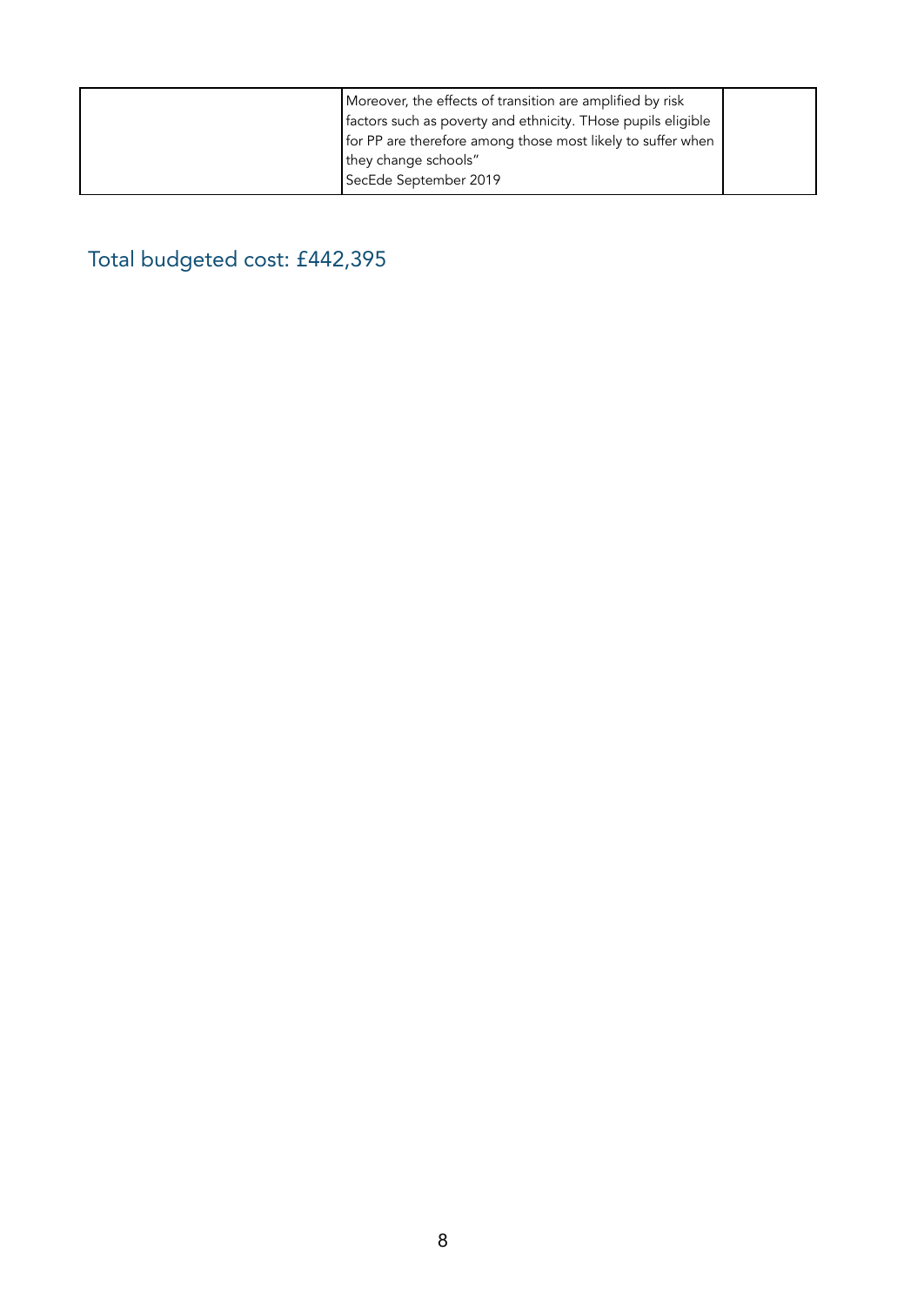|  | Moreover, the effects of transition are amplified by risk factors such as poverty and ethnicity. THose pupils eligible for PP are therefore among those most likely to suffer when they change schools"<br>SecEde September 2019 |  |
|---|---|---|

## Total budgeted cost: £442,395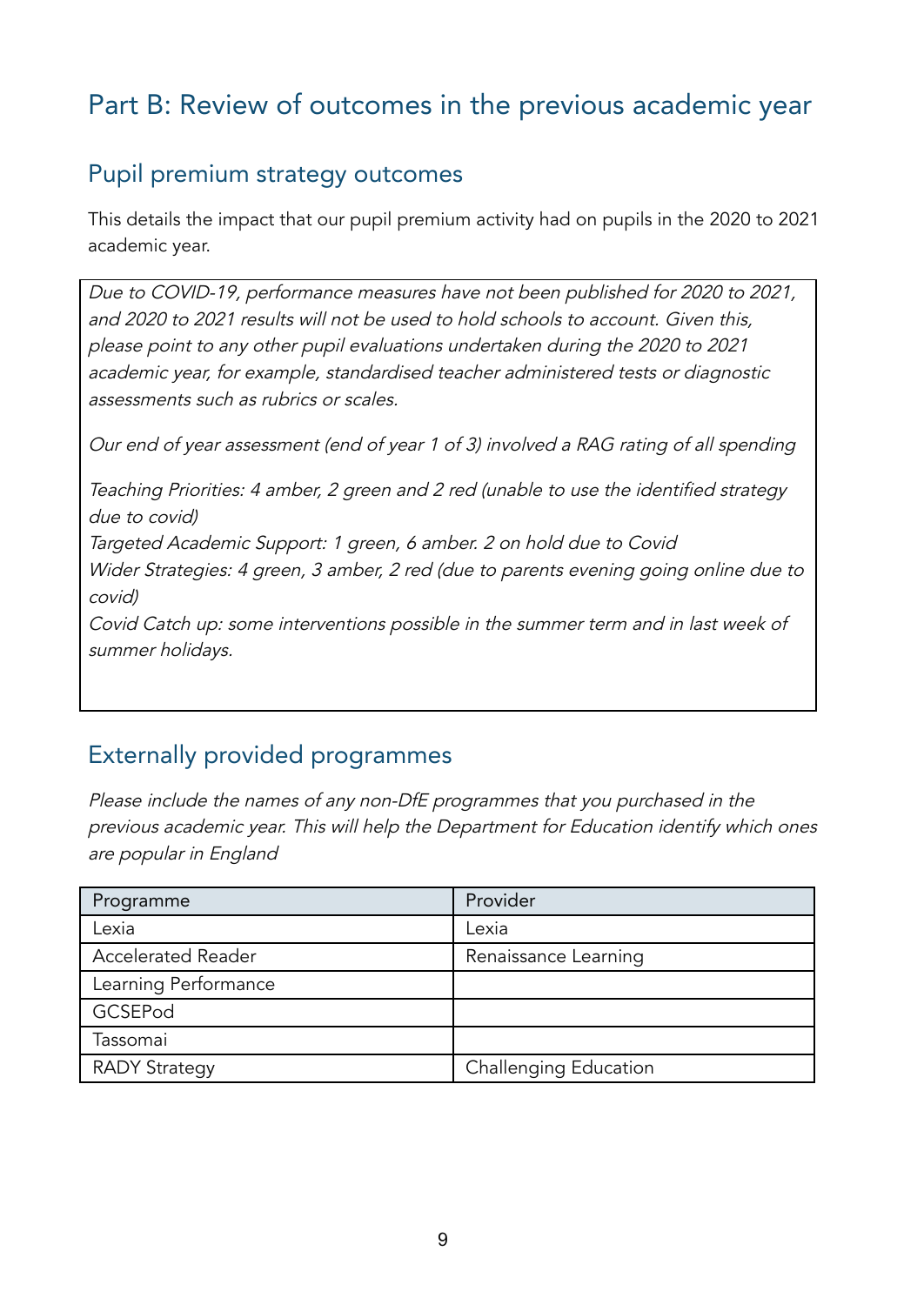# Part B: Review of outcomes in the previous academic year

## Pupil premium strategy outcomes

This details the impact that our pupil premium activity had on pupils in the 2020 to 2021 academic year.

*Due to COVID-19, performance measures have not been published for 2020 to 2021, and 2020 to 2021 results will not be used to hold schools to account. Given this, please point to any other pupil evaluations undertaken during the 2020 to 2021 academic year, for example, standardised teacher administered tests or diagnostic assessments such as rubrics or scales.*

*Our end of year assessment (end of year 1 of 3) involved a RAG rating of all spending*

*Teaching Priorities: 4 amber, 2 green and 2 red (unable to use the identified strategy due to covid)*
*Targeted Academic Support: 1 green, 6 amber. 2 on hold due to Covid*
*Wider Strategies: 4 green, 3 amber, 2 red (due to parents evening going online due to covid)*
*Covid Catch up: some interventions possible in the summer term and in last week of summer holidays.*

## Externally provided programmes

*Please include the names of any non-DfE programmes that you purchased in the previous academic year. This will help the Department for Education identify which ones are popular in England*

| Programme | Provider |
|---|---|
| Lexia | Lexia |
| Accelerated Reader | Renaissance Learning |
| Learning Performance | |
| GCSEPod | |
| Tassomai | |
| RADY Strategy | Challenging Education |